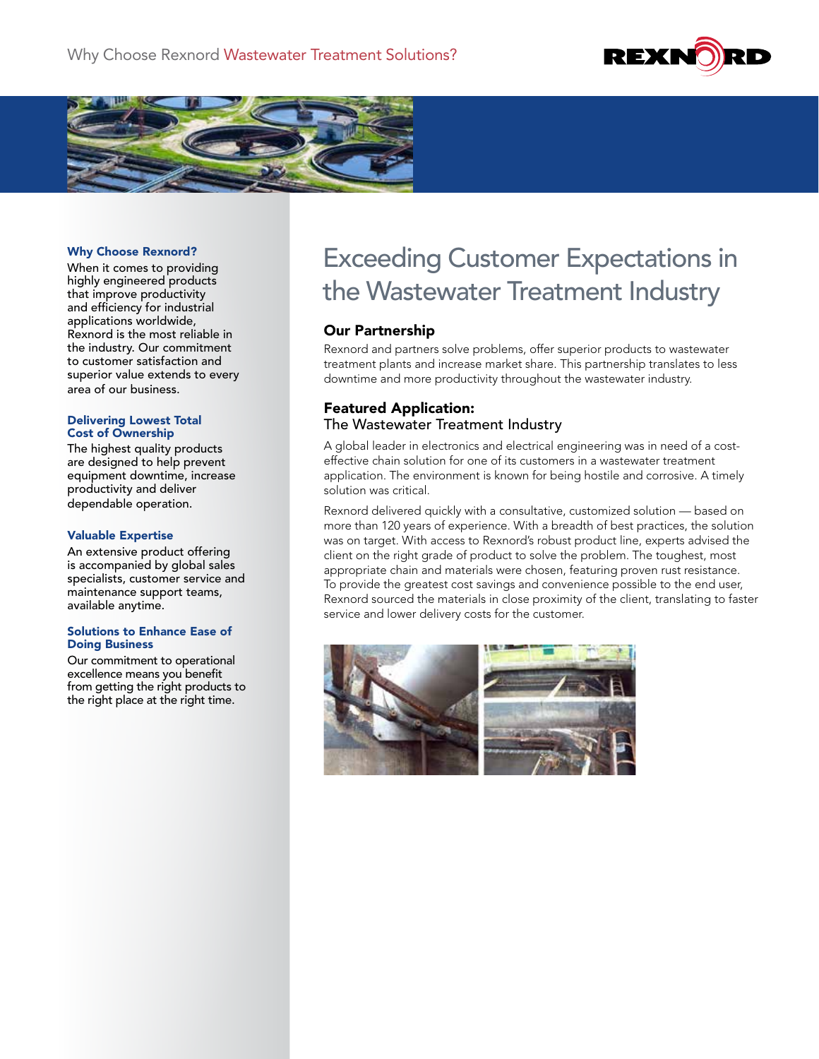Why Choose Rexnord Wastewater Treatment Solutions?

# Exceeding Customer Expectations in the Wastewater Treatment Industry

## Our Partnership

Rexnord and partners solve problems, offer superior products to wastewater treatment plants and increase market share. This partnership translates to less downtime and more productivity throughout the wastewater industry.

## Featured Application:

The Wastewater Treatment Industry

A global leader in electronics and electrical engineering was in need of a cost-effective chain solution for one of its customers in a wastewater treatment application. The environment is known for being hostile and corrosive. A timely solution was critical.

Rexnord delivered quickly with a consultative, customized solution — based on more than 120 years of experience. With a breadth of best practices, the solution was on target. With access to Rexnord's robust product line, experts advised the client on the right grade of product to solve the problem. The toughest, most appropriate chain and materials were chosen, featuring proven rust resistance. To provide the greatest cost savings and convenience possible to the end user, Rexnord sourced the materials in close proximity of the client, translating to faster service and lower delivery costs for the customer.

### Why Choose Rexnord?

When it comes to providing highly engineered products that improve productivity and efficiency for industrial applications worldwide, Rexnord is the most reliable in the industry. Our commitment to customer satisfaction and superior value extends to every area of our business.

### Delivering Lowest Total Cost of Ownership

The highest quality products are designed to help prevent equipment downtime, increase productivity and deliver dependable operation.

### Valuable Expertise

An extensive product offering is accompanied by global sales specialists, customer service and maintenance support teams, available anytime.

### Solutions to Enhance Ease of Doing Business

Our commitment to operational excellence means you benefit from getting the right products to the right place at the right time.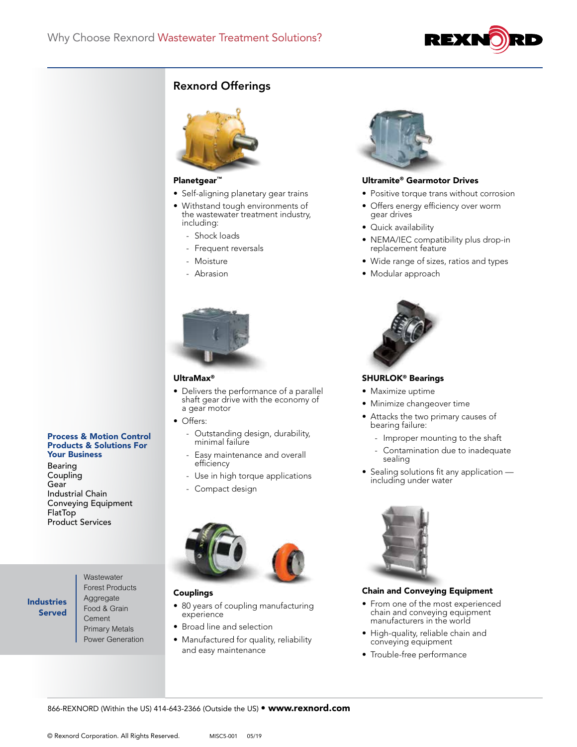Why Choose Rexnord Wastewater Treatment Solutions?

## Rexnord Offerings

**Planetgear™**

- Self-aligning planetary gear trains
- Withstand tough environments of the wastewater treatment industry, including:
  - Shock loads
  - Frequent reversals
  - Moisture
  - Abrasion

**Ultramite® Gearmotor Drives**

- Positive torque trans without corrosion
- Offers energy efficiency over worm gear drives
- Quick availability
- NEMA/IEC compatibility plus drop-in replacement feature
- Wide range of sizes, ratios and types
- Modular approach

**UltraMax®**

- Delivers the performance of a parallel shaft gear drive with the economy of a gear motor
- Offers:
  - Outstanding design, durability, minimal failure
  - Easy maintenance and overall efficiency
  - Use in high torque applications
  - Compact design

**SHURLOK® Bearings**

- Maximize uptime
- Minimize changeover time
- Attacks the two primary causes of bearing failure:
  - Improper mounting to the shaft
  - Contamination due to inadequate sealing
- Sealing solutions fit any application — including under water

**Couplings**

- 80 years of coupling manufacturing experience
- Broad line and selection
- Manufactured for quality, reliability and easy maintenance

**Chain and Conveying Equipment**

- From one of the most experienced chain and conveying equipment manufacturers in the world
- High-quality, reliable chain and conveying equipment
- Trouble-free performance

**Process & Motion Control Products & Solutions For Your Business**

Bearing
Coupling
Gear
Industrial Chain
Conveying Equipment
FlatTop
Product Services

**Industries Served**

Wastewater
Forest Products
Aggregate
Food & Grain
Cement
Primary Metals
Power Generation

866-REXNORD (Within the US) 414-643-2366 (Outside the US) • **www.rexnord.com**

© Rexnord Corporation. All Rights Reserved. MISC5-001 05/19